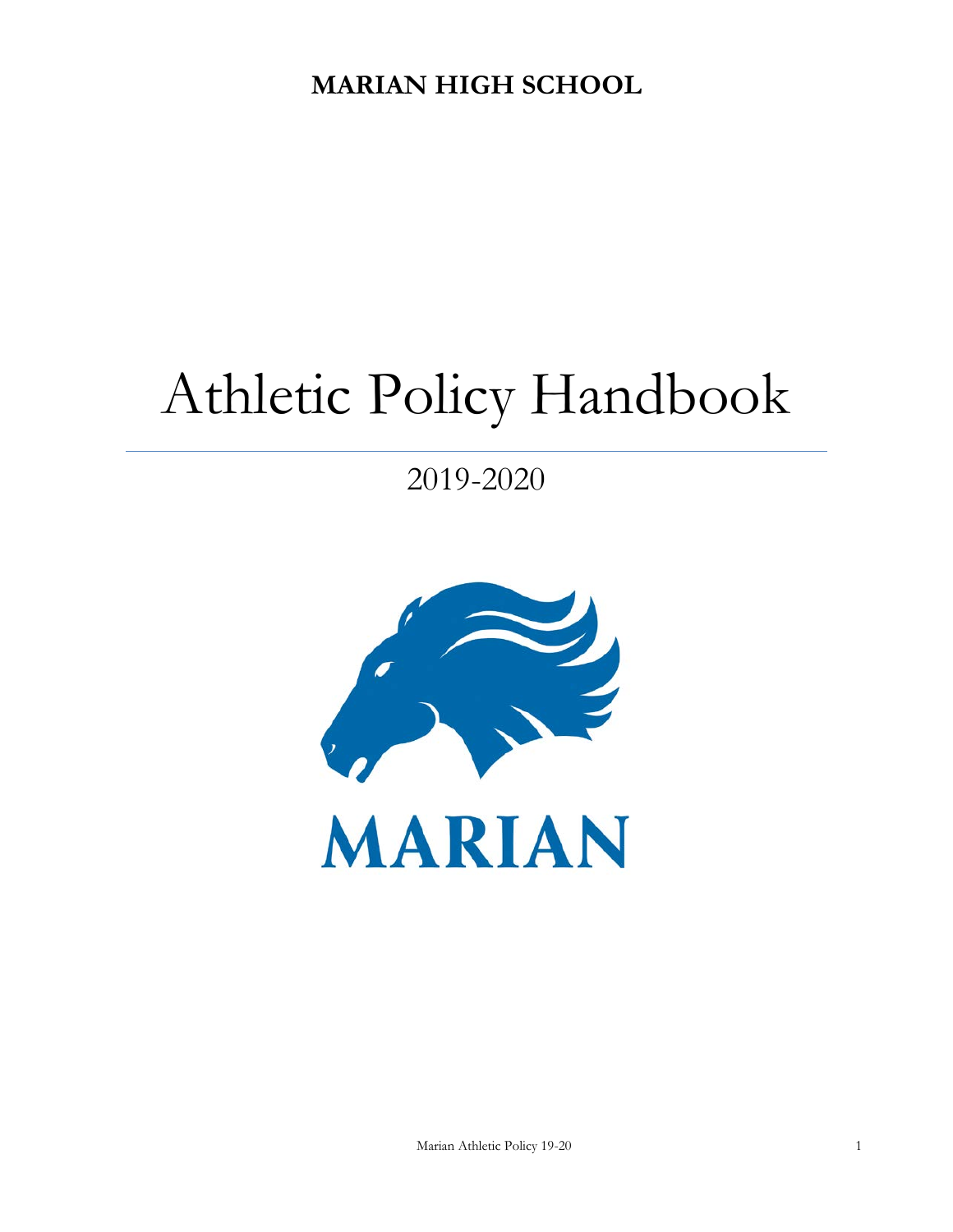**MARIAN HIGH SCHOOL**

# Athletic Policy Handbook

## 2019-2020

MARIAN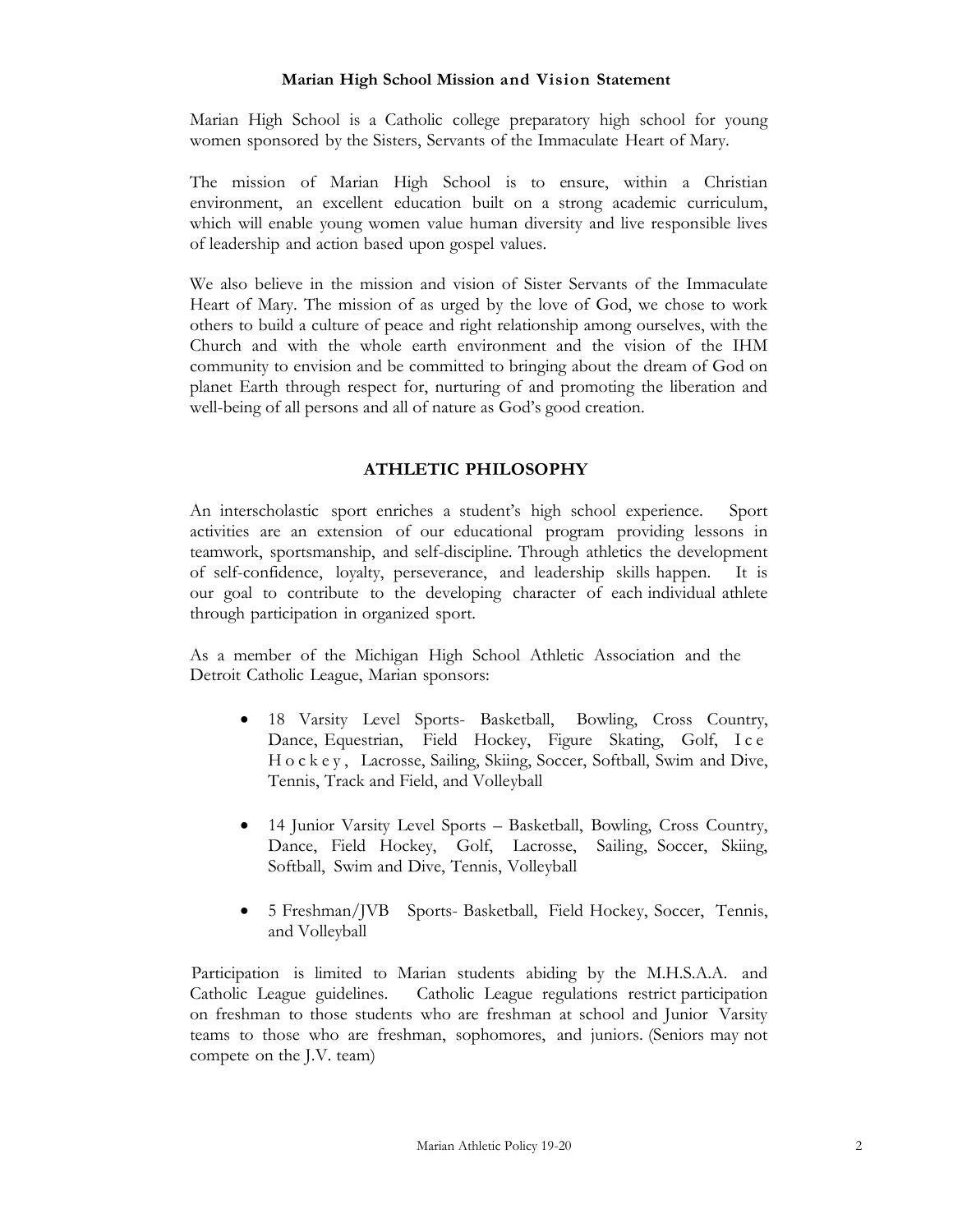## Marian High School Mission and Vision Statement

Marian High School is a Catholic college preparatory high school for young women sponsored by the Sisters, Servants of the Immaculate Heart of Mary.

The mission of Marian High School is to ensure, within a Christian environment, an excellent education built on a strong academic curriculum, which will enable young women value human diversity and live responsible lives of leadership and action based upon gospel values.

We also believe in the mission and vision of Sister Servants of the Immaculate Heart of Mary. The mission of as urged by the love of God, we chose to work others to build a culture of peace and right relationship among ourselves, with the Church and with the whole earth environment and the vision of the IHM community to envision and be committed to bringing about the dream of God on planet Earth through respect for, nurturing of and promoting the liberation and well-being of all persons and all of nature as God's good creation.

## ATHLETIC PHILOSOPHY

An interscholastic sport enriches a student's high school experience. Sport activities are an extension of our educational program providing lessons in teamwork, sportsmanship, and self-discipline. Through athletics the development of self-confidence, loyalty, perseverance, and leadership skills happen. It is our goal to contribute to the developing character of each individual athlete through participation in organized sport.

As a member of the Michigan High School Athletic Association and the Detroit Catholic League, Marian sponsors:

- 18 Varsity Level Sports- Basketball, Bowling, Cross Country, Dance, Equestrian, Field Hockey, Figure Skating, Golf, Ice Hockey, Lacrosse, Sailing, Skiing, Soccer, Softball, Swim and Dive, Tennis, Track and Field, and Volleyball
- 14 Junior Varsity Level Sports – Basketball, Bowling, Cross Country, Dance, Field Hockey, Golf, Lacrosse, Sailing, Soccer, Skiing, Softball, Swim and Dive, Tennis, Volleyball
- 5 Freshman/JVB Sports- Basketball, Field Hockey, Soccer, Tennis, and Volleyball

Participation is limited to Marian students abiding by the M.H.S.A.A. and Catholic League guidelines. Catholic League regulations restrict participation on freshman to those students who are freshman at school and Junior Varsity teams to those who are freshman, sophomores, and juniors. (Seniors may not compete on the J.V. team)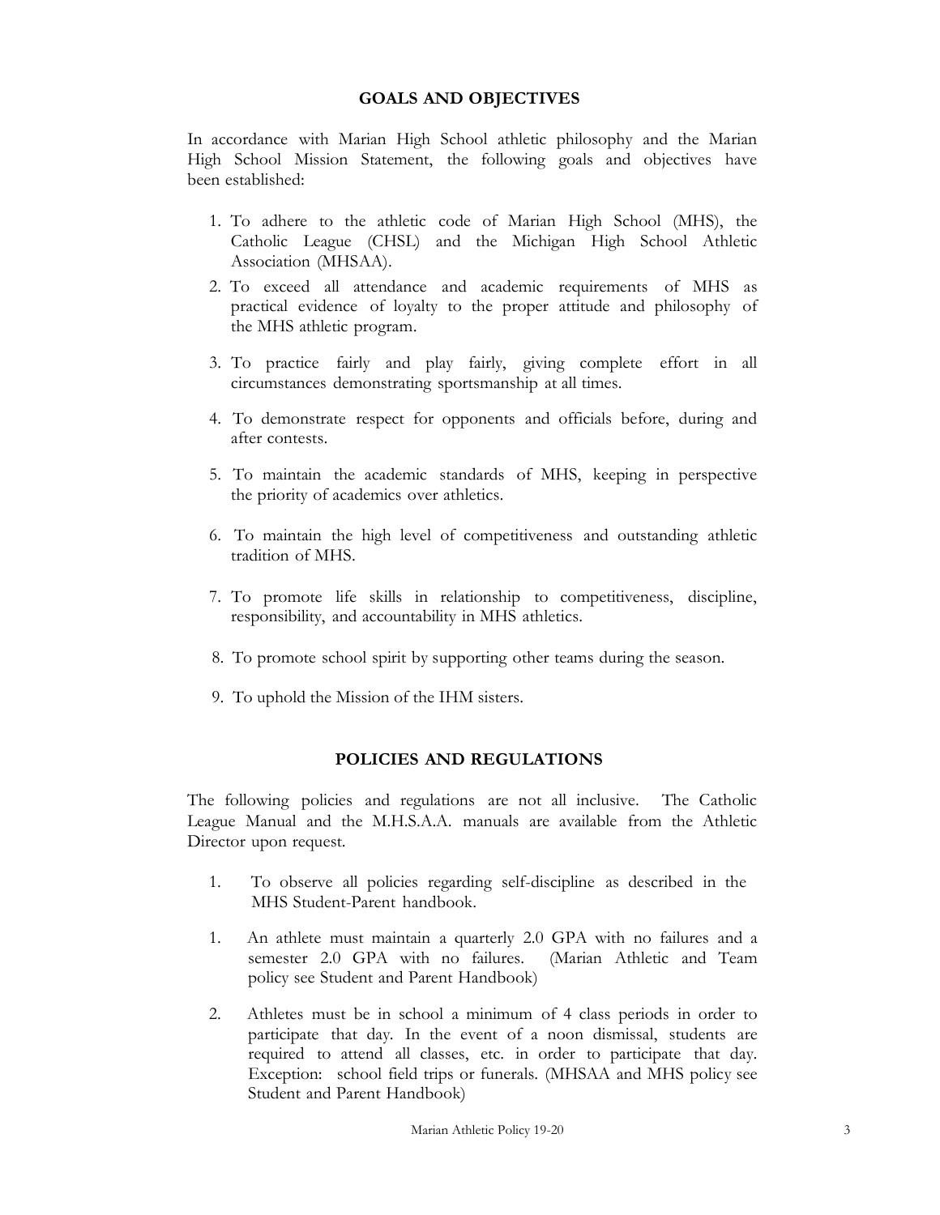## GOALS AND OBJECTIVES

In accordance with Marian High School athletic philosophy and the Marian High School Mission Statement, the following goals and objectives have been established:

1. To adhere to the athletic code of Marian High School (MHS), the Catholic League (CHSL) and the Michigan High School Athletic Association (MHSAA).
2. To exceed all attendance and academic requirements of MHS as practical evidence of loyalty to the proper attitude and philosophy of the MHS athletic program.
3. To practice fairly and play fairly, giving complete effort in all circumstances demonstrating sportsmanship at all times.
4. To demonstrate respect for opponents and officials before, during and after contests.
5. To maintain the academic standards of MHS, keeping in perspective the priority of academics over athletics.
6. To maintain the high level of competitiveness and outstanding athletic tradition of MHS.
7. To promote life skills in relationship to competitiveness, discipline, responsibility, and accountability in MHS athletics.
8. To promote school spirit by supporting other teams during the season.
9. To uphold the Mission of the IHM sisters.

## POLICIES AND REGULATIONS

The following policies and regulations are not all inclusive. The Catholic League Manual and the M.H.S.A.A. manuals are available from the Athletic Director upon request.

1. To observe all policies regarding self-discipline as described in the MHS Student-Parent handbook.

1. An athlete must maintain a quarterly 2.0 GPA with no failures and a semester 2.0 GPA with no failures. (Marian Athletic and Team policy see Student and Parent Handbook)

2. Athletes must be in school a minimum of 4 class periods in order to participate that day. In the event of a noon dismissal, students are required to attend all classes, etc. in order to participate that day. Exception: school field trips or funerals. (MHSAA and MHS policy see Student and Parent Handbook)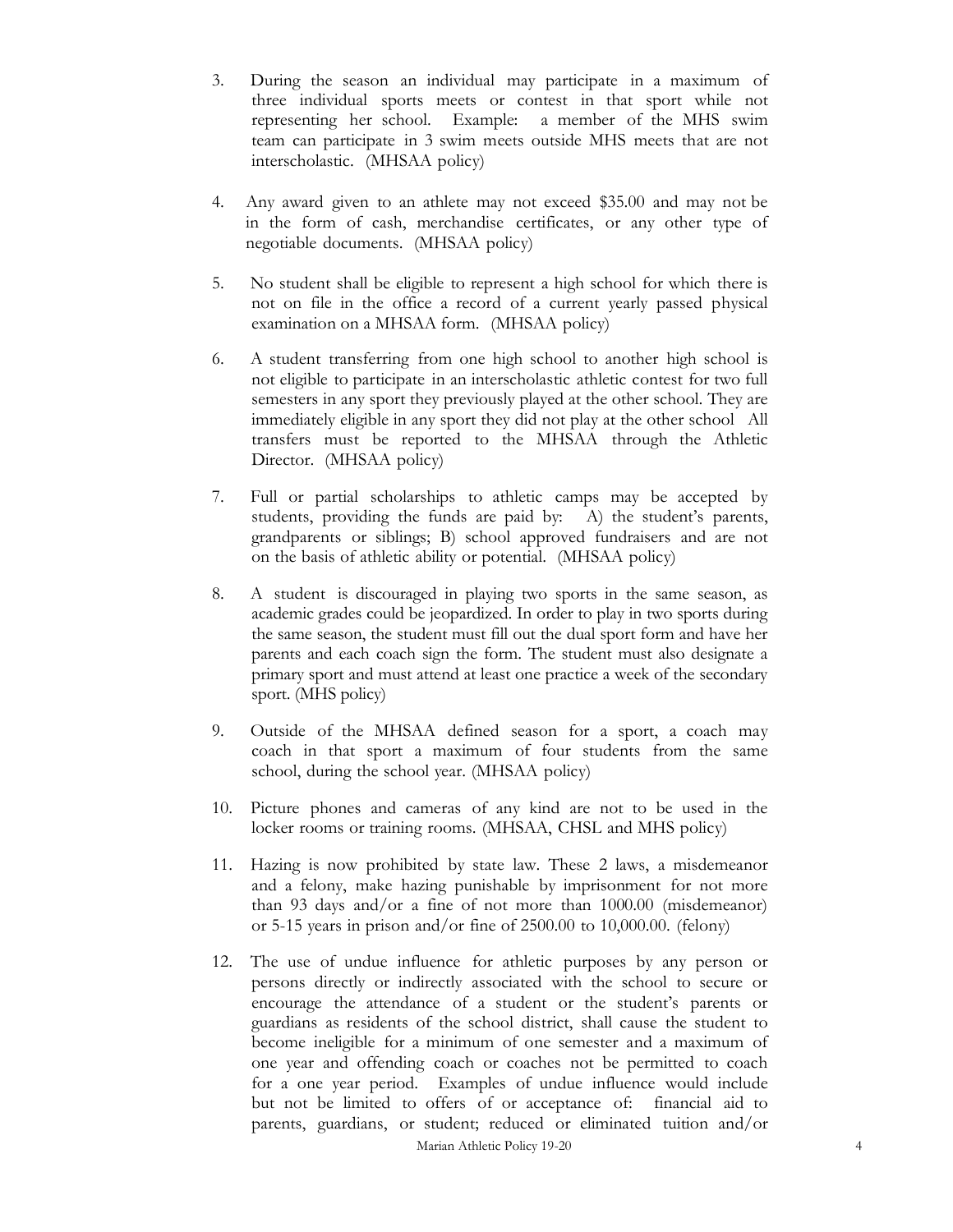3. During the season an individual may participate in a maximum of three individual sports meets or contest in that sport while not representing her school. Example: a member of the MHS swim team can participate in 3 swim meets outside MHS meets that are not interscholastic. (MHSAA policy)

4. Any award given to an athlete may not exceed $35.00 and may not be in the form of cash, merchandise certificates, or any other type of negotiable documents. (MHSAA policy)

5. No student shall be eligible to represent a high school for which there is not on file in the office a record of a current yearly passed physical examination on a MHSAA form. (MHSAA policy)

6. A student transferring from one high school to another high school is not eligible to participate in an interscholastic athletic contest for two full semesters in any sport they previously played at the other school. They are immediately eligible in any sport they did not play at the other school All transfers must be reported to the MHSAA through the Athletic Director. (MHSAA policy)

7. Full or partial scholarships to athletic camps may be accepted by students, providing the funds are paid by: A) the student's parents, grandparents or siblings; B) school approved fundraisers and are not on the basis of athletic ability or potential. (MHSAA policy)

8. A student is discouraged in playing two sports in the same season, as academic grades could be jeopardized. In order to play in two sports during the same season, the student must fill out the dual sport form and have her parents and each coach sign the form. The student must also designate a primary sport and must attend at least one practice a week of the secondary sport. (MHS policy)

9. Outside of the MHSAA defined season for a sport, a coach may coach in that sport a maximum of four students from the same school, during the school year. (MHSAA policy)

10. Picture phones and cameras of any kind are not to be used in the locker rooms or training rooms. (MHSAA, CHSL and MHS policy)

11. Hazing is now prohibited by state law. These 2 laws, a misdemeanor and a felony, make hazing punishable by imprisonment for not more than 93 days and/or a fine of not more than 1000.00 (misdemeanor) or 5-15 years in prison and/or fine of 2500.00 to 10,000.00. (felony)

12. The use of undue influence for athletic purposes by any person or persons directly or indirectly associated with the school to secure or encourage the attendance of a student or the student's parents or guardians as residents of the school district, shall cause the student to become ineligible for a minimum of one semester and a maximum of one year and offending coach or coaches not be permitted to coach for a one year period. Examples of undue influence would include but not be limited to offers of or acceptance of: financial aid to parents, guardians, or student; reduced or eliminated tuition and/or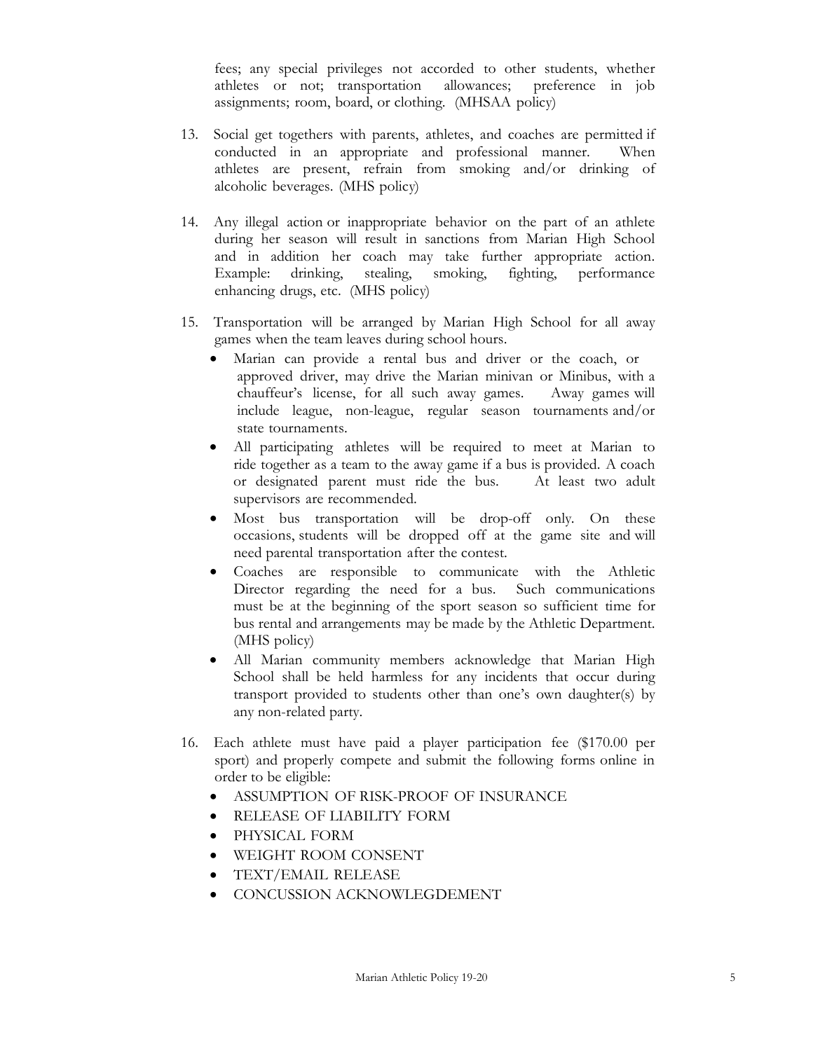fees; any special privileges not accorded to other students, whether athletes or not; transportation allowances; preference in job assignments; room, board, or clothing. (MHSAA policy)

13. Social get togethers with parents, athletes, and coaches are permitted if conducted in an appropriate and professional manner. When athletes are present, refrain from smoking and/or drinking of alcoholic beverages. (MHS policy)

14. Any illegal action or inappropriate behavior on the part of an athlete during her season will result in sanctions from Marian High School and in addition her coach may take further appropriate action. Example: drinking, stealing, smoking, fighting, performance enhancing drugs, etc. (MHS policy)

15. Transportation will be arranged by Marian High School for all away games when the team leaves during school hours.
    - Marian can provide a rental bus and driver or the coach, or approved driver, may drive the Marian minivan or Minibus, with a chauffeur's license, for all such away games. Away games will include league, non-league, regular season tournaments and/or state tournaments.
    - All participating athletes will be required to meet at Marian to ride together as a team to the away game if a bus is provided. A coach or designated parent must ride the bus. At least two adult supervisors are recommended.
    - Most bus transportation will be drop-off only. On these occasions, students will be dropped off at the game site and will need parental transportation after the contest.
    - Coaches are responsible to communicate with the Athletic Director regarding the need for a bus. Such communications must be at the beginning of the sport season so sufficient time for bus rental and arrangements may be made by the Athletic Department. (MHS policy)
    - All Marian community members acknowledge that Marian High School shall be held harmless for any incidents that occur during transport provided to students other than one's own daughter(s) by any non-related party.

16. Each athlete must have paid a player participation fee ($170.00 per sport) and properly compete and submit the following forms online in order to be eligible:
    - ASSUMPTION OF RISK-PROOF OF INSURANCE
    - RELEASE OF LIABILITY FORM
    - PHYSICAL FORM
    - WEIGHT ROOM CONSENT
    - TEXT/EMAIL RELEASE
    - CONCUSSION ACKNOWLEGDEMENT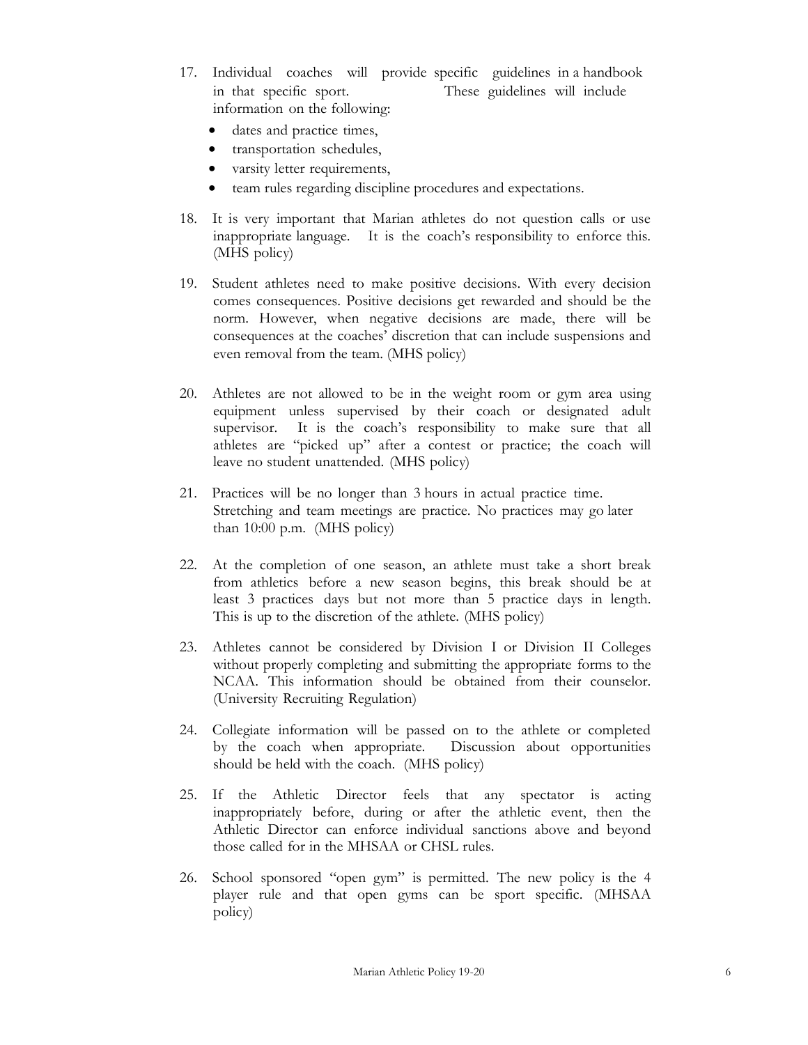17. Individual coaches will provide specific guidelines in a handbook in that specific sport. These guidelines will include information on the following:
    - dates and practice times,
    - transportation schedules,
    - varsity letter requirements,
    - team rules regarding discipline procedures and expectations.

18. It is very important that Marian athletes do not question calls or use inappropriate language. It is the coach's responsibility to enforce this. (MHS policy)

19. Student athletes need to make positive decisions. With every decision comes consequences. Positive decisions get rewarded and should be the norm. However, when negative decisions are made, there will be consequences at the coaches' discretion that can include suspensions and even removal from the team. (MHS policy)

20. Athletes are not allowed to be in the weight room or gym area using equipment unless supervised by their coach or designated adult supervisor. It is the coach's responsibility to make sure that all athletes are "picked up" after a contest or practice; the coach will leave no student unattended. (MHS policy)

21. Practices will be no longer than 3 hours in actual practice time. Stretching and team meetings are practice. No practices may go later than 10:00 p.m. (MHS policy)

22. At the completion of one season, an athlete must take a short break from athletics before a new season begins, this break should be at least 3 practices days but not more than 5 practice days in length. This is up to the discretion of the athlete. (MHS policy)

23. Athletes cannot be considered by Division I or Division II Colleges without properly completing and submitting the appropriate forms to the NCAA. This information should be obtained from their counselor. (University Recruiting Regulation)

24. Collegiate information will be passed on to the athlete or completed by the coach when appropriate. Discussion about opportunities should be held with the coach. (MHS policy)

25. If the Athletic Director feels that any spectator is acting inappropriately before, during or after the athletic event, then the Athletic Director can enforce individual sanctions above and beyond those called for in the MHSAA or CHSL rules.

26. School sponsored "open gym" is permitted. The new policy is the 4 player rule and that open gyms can be sport specific. (MHSAA policy)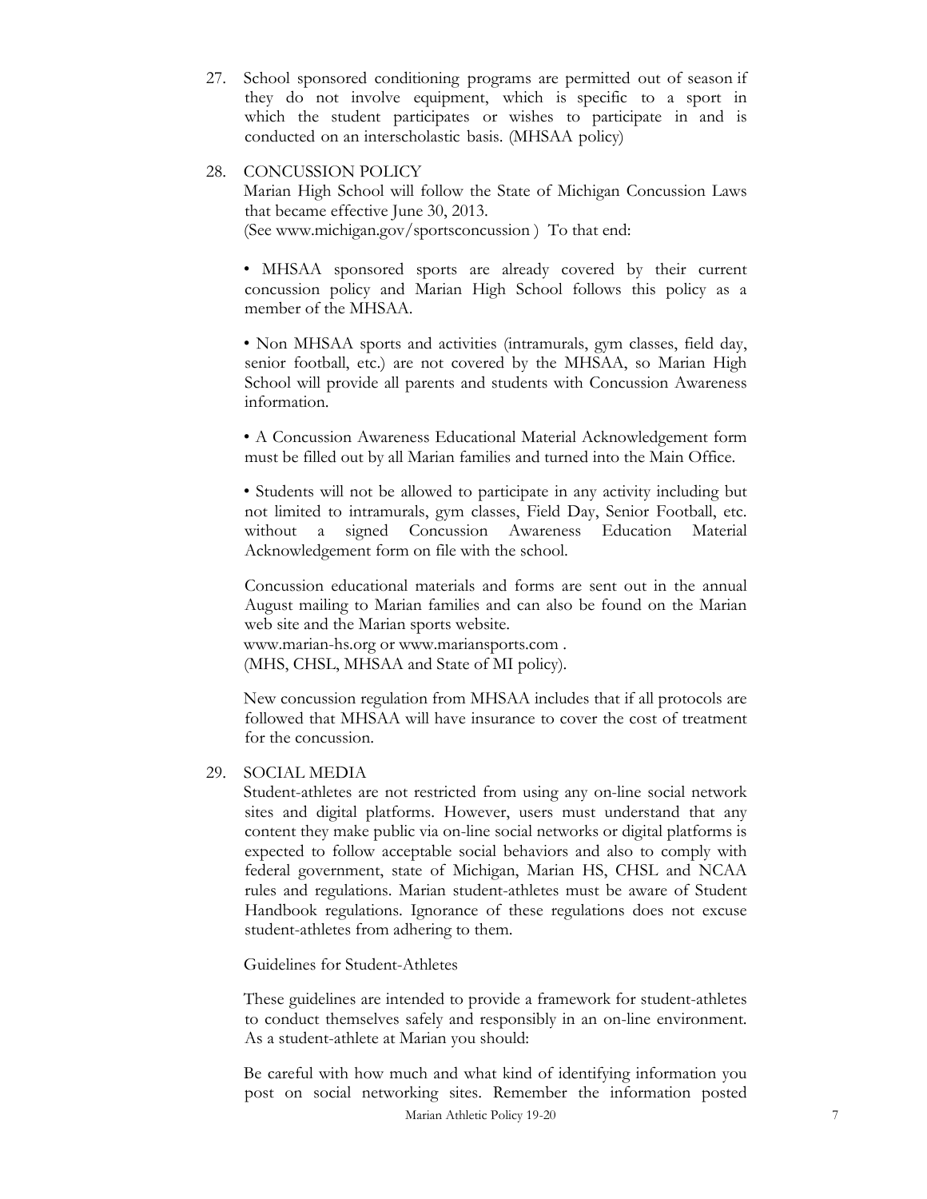27. School sponsored conditioning programs are permitted out of season if they do not involve equipment, which is specific to a sport in which the student participates or wishes to participate in and is conducted on an interscholastic basis. (MHSAA policy)

28. CONCUSSION POLICY

    Marian High School will follow the State of Michigan Concussion Laws that became effective June 30, 2013.
    (See www.michigan.gov/sportsconcussion ) To that end:

    • MHSAA sponsored sports are already covered by their current concussion policy and Marian High School follows this policy as a member of the MHSAA.

    • Non MHSAA sports and activities (intramurals, gym classes, field day, senior football, etc.) are not covered by the MHSAA, so Marian High School will provide all parents and students with Concussion Awareness information.

    • A Concussion Awareness Educational Material Acknowledgement form must be filled out by all Marian families and turned into the Main Office.

    • Students will not be allowed to participate in any activity including but not limited to intramurals, gym classes, Field Day, Senior Football, etc. without a signed Concussion Awareness Education Material Acknowledgement form on file with the school.

    Concussion educational materials and forms are sent out in the annual August mailing to Marian families and can also be found on the Marian web site and the Marian sports website.
    www.marian-hs.org or www.mariansports.com .
    (MHS, CHSL, MHSAA and State of MI policy).

    New concussion regulation from MHSAA includes that if all protocols are followed that MHSAA will have insurance to cover the cost of treatment for the concussion.

29. SOCIAL MEDIA

    Student-athletes are not restricted from using any on-line social network sites and digital platforms. However, users must understand that any content they make public via on-line social networks or digital platforms is expected to follow acceptable social behaviors and also to comply with federal government, state of Michigan, Marian HS, CHSL and NCAA rules and regulations. Marian student-athletes must be aware of Student Handbook regulations. Ignorance of these regulations does not excuse student-athletes from adhering to them.

    Guidelines for Student-Athletes

    These guidelines are intended to provide a framework for student-athletes to conduct themselves safely and responsibly in an on-line environment. As a student-athlete at Marian you should:

    Be careful with how much and what kind of identifying information you post on social networking sites. Remember the information posted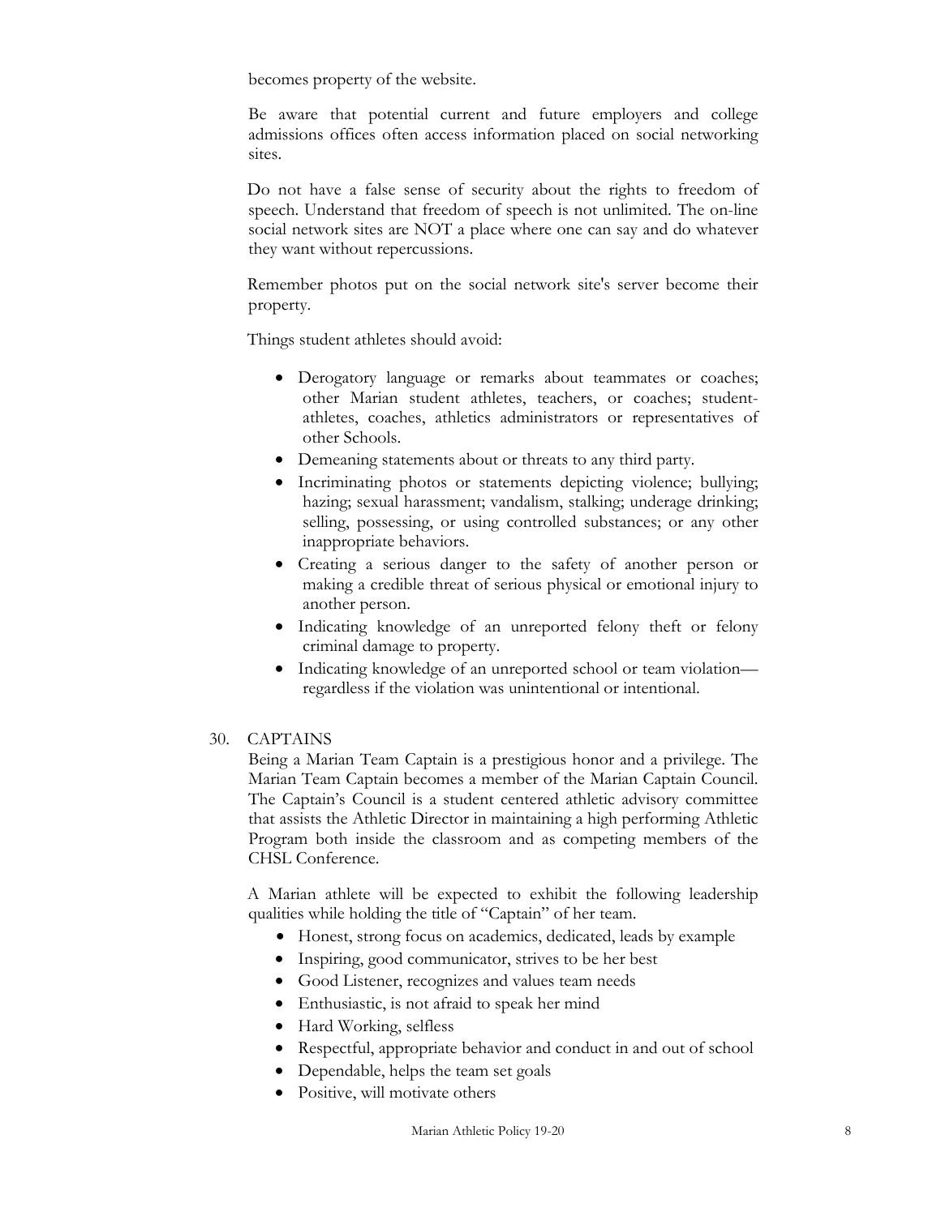becomes property of the website.

Be aware that potential current and future employers and college admissions offices often access information placed on social networking sites.

Do not have a false sense of security about the rights to freedom of speech. Understand that freedom of speech is not unlimited. The on-line social network sites are NOT a place where one can say and do whatever they want without repercussions.

Remember photos put on the social network site's server become their property.

Things student athletes should avoid:

- Derogatory language or remarks about teammates or coaches; other Marian student athletes, teachers, or coaches; student-athletes, coaches, athletics administrators or representatives of other Schools.
- Demeaning statements about or threats to any third party.
- Incriminating photos or statements depicting violence; bullying; hazing; sexual harassment; vandalism, stalking; underage drinking; selling, possessing, or using controlled substances; or any other inappropriate behaviors.
- Creating a serious danger to the safety of another person or making a credible threat of serious physical or emotional injury to another person.
- Indicating knowledge of an unreported felony theft or felony criminal damage to property.
- Indicating knowledge of an unreported school or team violation—regardless if the violation was unintentional or intentional.

30. CAPTAINS

Being a Marian Team Captain is a prestigious honor and a privilege. The Marian Team Captain becomes a member of the Marian Captain Council. The Captain's Council is a student centered athletic advisory committee that assists the Athletic Director in maintaining a high performing Athletic Program both inside the classroom and as competing members of the CHSL Conference.

A Marian athlete will be expected to exhibit the following leadership qualities while holding the title of "Captain" of her team.

- Honest, strong focus on academics, dedicated, leads by example
- Inspiring, good communicator, strives to be her best
- Good Listener, recognizes and values team needs
- Enthusiastic, is not afraid to speak her mind
- Hard Working, selfless
- Respectful, appropriate behavior and conduct in and out of school
- Dependable, helps the team set goals
- Positive, will motivate others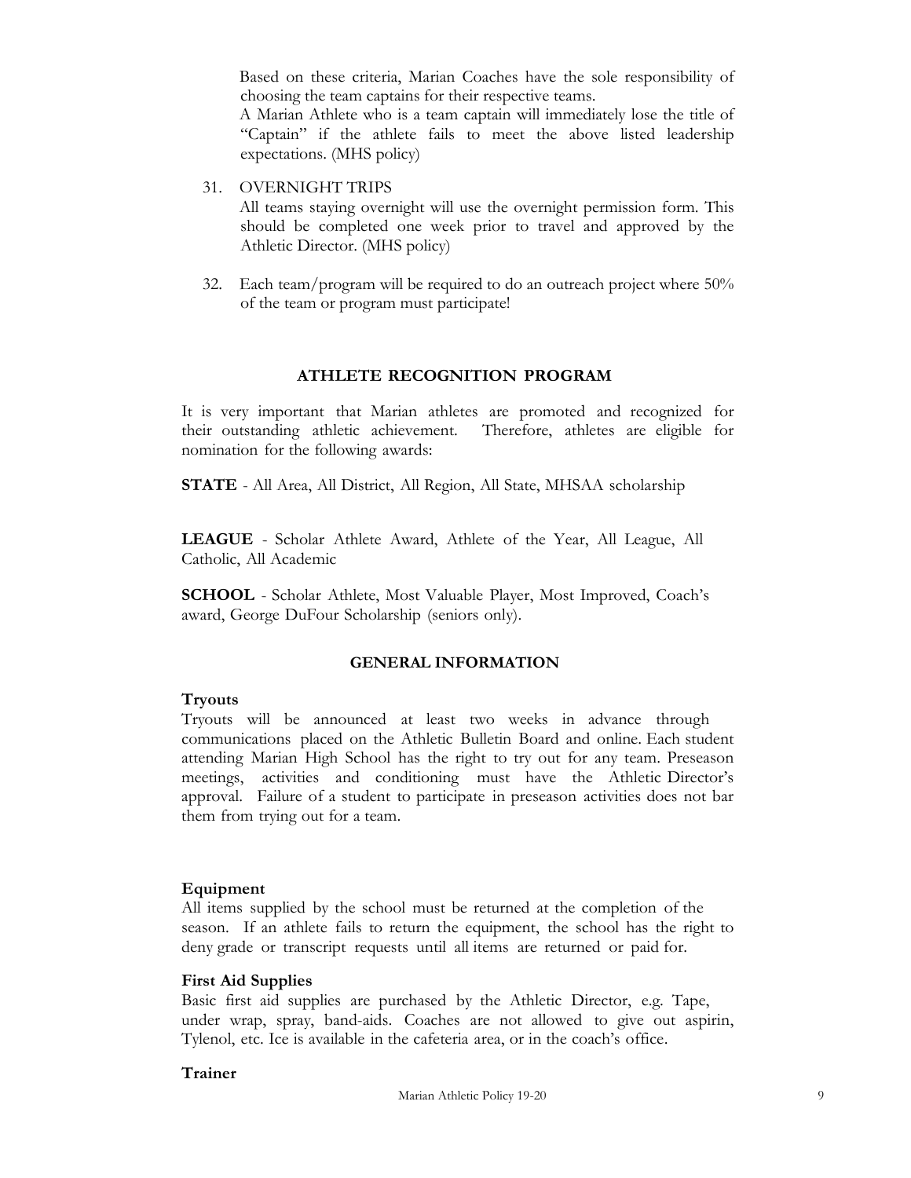Based on these criteria, Marian Coaches have the sole responsibility of choosing the team captains for their respective teams.

A Marian Athlete who is a team captain will immediately lose the title of "Captain" if the athlete fails to meet the above listed leadership expectations. (MHS policy)

31. OVERNIGHT TRIPS
    All teams staying overnight will use the overnight permission form. This should be completed one week prior to travel and approved by the Athletic Director. (MHS policy)

32. Each team/program will be required to do an outreach project where 50% of the team or program must participate!

## ATHLETE RECOGNITION PROGRAM

It is very important that Marian athletes are promoted and recognized for their outstanding athletic achievement. Therefore, athletes are eligible for nomination for the following awards:

**STATE** - All Area, All District, All Region, All State, MHSAA scholarship

**LEAGUE** - Scholar Athlete Award, Athlete of the Year, All League, All Catholic, All Academic

**SCHOOL** - Scholar Athlete, Most Valuable Player, Most Improved, Coach's award, George DuFour Scholarship (seniors only).

## GENERAL INFORMATION

### Tryouts

Tryouts will be announced at least two weeks in advance through communications placed on the Athletic Bulletin Board and online. Each student attending Marian High School has the right to try out for any team. Preseason meetings, activities and conditioning must have the Athletic Director's approval. Failure of a student to participate in preseason activities does not bar them from trying out for a team.

### Equipment

All items supplied by the school must be returned at the completion of the season. If an athlete fails to return the equipment, the school has the right to deny grade or transcript requests until all items are returned or paid for.

### First Aid Supplies

Basic first aid supplies are purchased by the Athletic Director, e.g. Tape, under wrap, spray, band-aids. Coaches are not allowed to give out aspirin, Tylenol, etc. Ice is available in the cafeteria area, or in the coach's office.

### Trainer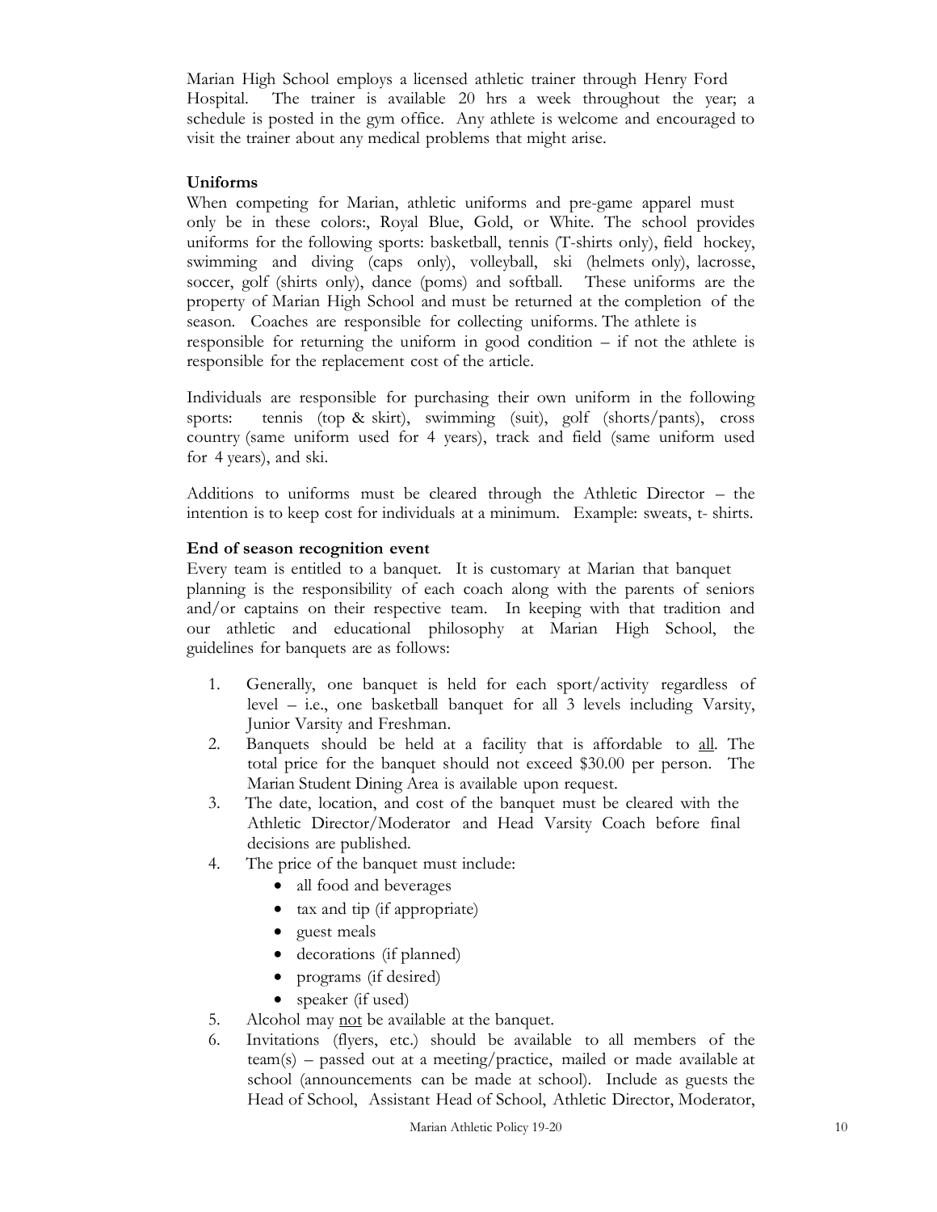Marian High School employs a licensed athletic trainer through Henry Ford Hospital. The trainer is available 20 hrs a week throughout the year; a schedule is posted in the gym office. Any athlete is welcome and encouraged to visit the trainer about any medical problems that might arise.

**Uniforms**

When competing for Marian, athletic uniforms and pre-game apparel must only be in these colors:, Royal Blue, Gold, or White. The school provides uniforms for the following sports: basketball, tennis (T-shirts only), field hockey, swimming and diving (caps only), volleyball, ski (helmets only), lacrosse, soccer, golf (shirts only), dance (poms) and softball. These uniforms are the property of Marian High School and must be returned at the completion of the season. Coaches are responsible for collecting uniforms. The athlete is responsible for returning the uniform in good condition – if not the athlete is responsible for the replacement cost of the article.

Individuals are responsible for purchasing their own uniform in the following sports: tennis (top & skirt), swimming (suit), golf (shorts/pants), cross country (same uniform used for 4 years), track and field (same uniform used for 4 years), and ski.

Additions to uniforms must be cleared through the Athletic Director – the intention is to keep cost for individuals at a minimum. Example: sweats, t- shirts.

**End of season recognition event**

Every team is entitled to a banquet. It is customary at Marian that banquet planning is the responsibility of each coach along with the parents of seniors and/or captains on their respective team. In keeping with that tradition and our athletic and educational philosophy at Marian High School, the guidelines for banquets are as follows:

1. Generally, one banquet is held for each sport/activity regardless of level – i.e., one basketball banquet for all 3 levels including Varsity, Junior Varsity and Freshman.
2. Banquets should be held at a facility that is affordable to all. The total price for the banquet should not exceed $30.00 per person. The Marian Student Dining Area is available upon request.
3. The date, location, and cost of the banquet must be cleared with the Athletic Director/Moderator and Head Varsity Coach before final decisions are published.
4. The price of the banquet must include:
   - all food and beverages
   - tax and tip (if appropriate)
   - guest meals
   - decorations (if planned)
   - programs (if desired)
   - speaker (if used)
5. Alcohol may not be available at the banquet.
6. Invitations (flyers, etc.) should be available to all members of the team(s) – passed out at a meeting/practice, mailed or made available at school (announcements can be made at school). Include as guests the Head of School, Assistant Head of School, Athletic Director, Moderator,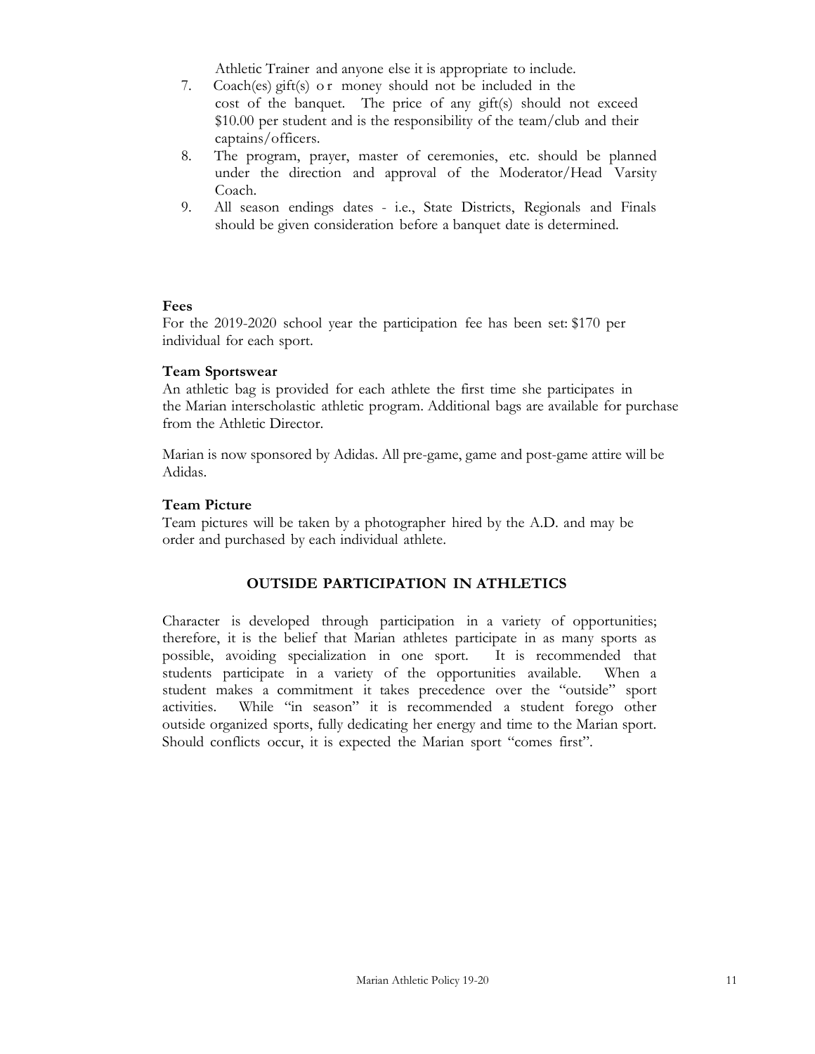Athletic Trainer and anyone else it is appropriate to include.

7. Coach(es) gift(s) or money should not be included in the cost of the banquet. The price of any gift(s) should not exceed $10.00 per student and is the responsibility of the team/club and their captains/officers.
8. The program, prayer, master of ceremonies, etc. should be planned under the direction and approval of the Moderator/Head Varsity Coach.
9. All season endings dates - i.e., State Districts, Regionals and Finals should be given consideration before a banquet date is determined.

**Fees**

For the 2019-2020 school year the participation fee has been set: $170 per individual for each sport.

**Team Sportswear**

An athletic bag is provided for each athlete the first time she participates in the Marian interscholastic athletic program. Additional bags are available for purchase from the Athletic Director.

Marian is now sponsored by Adidas. All pre-game, game and post-game attire will be Adidas.

**Team Picture**

Team pictures will be taken by a photographer hired by the A.D. and may be order and purchased by each individual athlete.

## OUTSIDE PARTICIPATION IN ATHLETICS

Character is developed through participation in a variety of opportunities; therefore, it is the belief that Marian athletes participate in as many sports as possible, avoiding specialization in one sport. It is recommended that students participate in a variety of the opportunities available. When a student makes a commitment it takes precedence over the "outside" sport activities. While "in season" it is recommended a student forego other outside organized sports, fully dedicating her energy and time to the Marian sport. Should conflicts occur, it is expected the Marian sport "comes first".